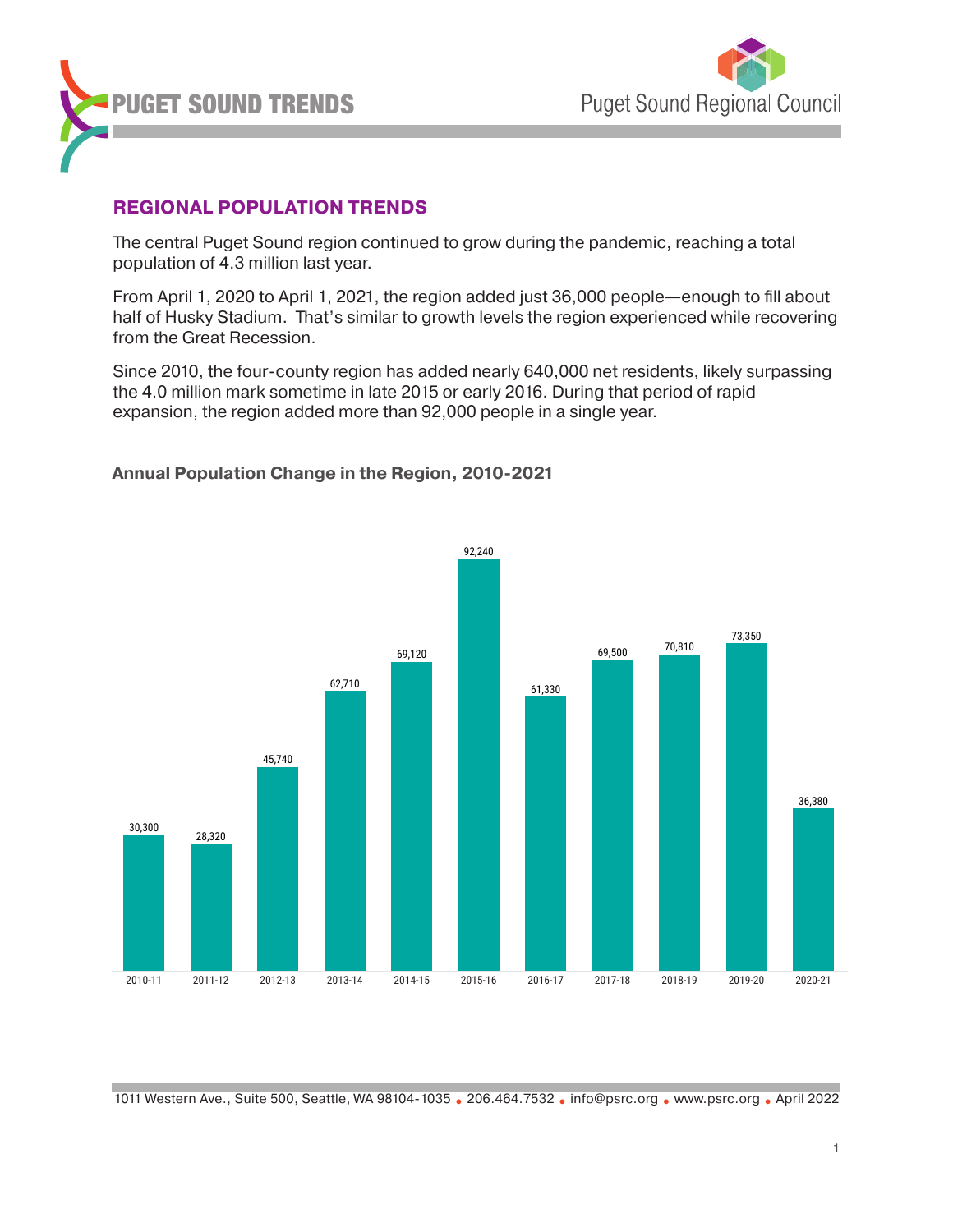# PUGET SOUND TRENDS

Puget Sound Regional Council

## REGIONAL POPULATION TRENDS

The central Puget Sound region continued to grow during the pandemic, reaching a total population of 4.3 million last year.

From April 1, 2020 to April 1, 2021, the region added just 36,000 people—enough to fill about half of Husky Stadium. That's similar to growth levels the region experienced while recovering from the Great Recession.

Since 2010, the four-county region has added nearly 640,000 net residents, likely surpassing the 4.0 million mark sometime in late 2015 or early 2016. During that period of rapid expansion, the region added more than 92,000 people in a single year.

### Annual Population Change in the Region, 2010-2021

| Year | Population Change |
|---|---|
| 2010-11 | 30,300 |
| 2011-12 | 28,320 |
| 2012-13 | 45,740 |
| 2013-14 | 62,710 |
| 2014-15 | 69,120 |
| 2015-16 | 92,240 |
| 2016-17 | 61,330 |
| 2017-18 | 69,500 |
| 2018-19 | 70,810 |
| 2019-20 | 73,350 |
| 2020-21 | 36,380 |

1011 Western Ave., Suite 500, Seattle, WA 98104-1035 • 206.464.7532 • info@psrc.org • www.psrc.org • April 2022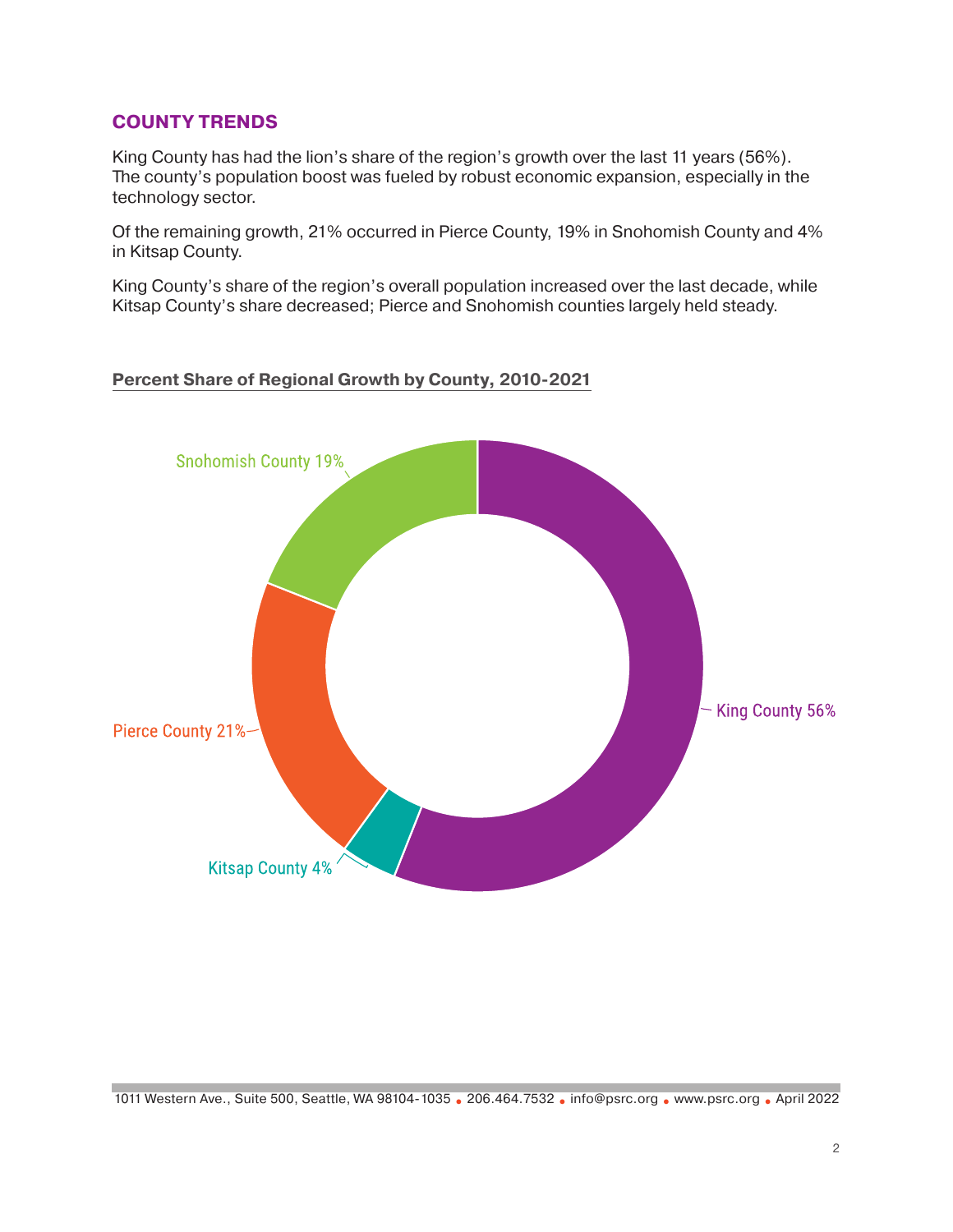## COUNTY TRENDS

King County has had the lion's share of the region's growth over the last 11 years (56%). The county's population boost was fueled by robust economic expansion, especially in the technology sector.

Of the remaining growth, 21% occurred in Pierce County, 19% in Snohomish County and 4% in Kitsap County.

King County's share of the region's overall population increased over the last decade, while Kitsap County's share decreased; Pierce and Snohomish counties largely held steady.

**Percent Share of Regional Growth by County, 2010-2021**

| County | Share |
|---|---|
| King County | 56% |
| Pierce County | 21% |
| Snohomish County | 19% |
| Kitsap County | 4% |

1011 Western Ave., Suite 500, Seattle, WA 98104-1035 • 206.464.7532 • info@psrc.org • www.psrc.org • April 2022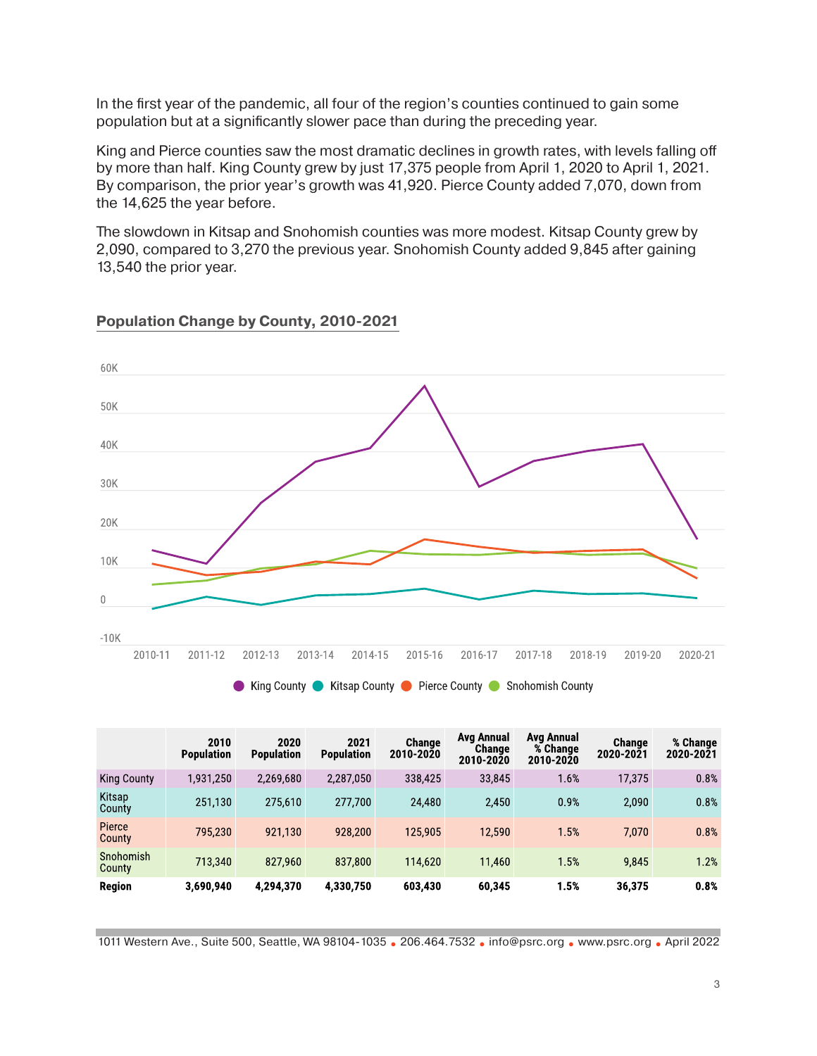In the first year of the pandemic, all four of the region's counties continued to gain some population but at a significantly slower pace than during the preceding year.

King and Pierce counties saw the most dramatic declines in growth rates, with levels falling off by more than half. King County grew by just 17,375 people from April 1, 2020 to April 1, 2021. By comparison, the prior year's growth was 41,920. Pierce County added 7,070, down from the 14,625 the year before.

The slowdown in Kitsap and Snohomish counties was more modest. Kitsap County grew by 2,090, compared to 3,270 the previous year. Snohomish County added 9,845 after gaining 13,540 the prior year.

## Population Change by County, 2010-2021

| | 2010 Population | 2020 Population | 2021 Population | Change 2010-2020 | Avg Annual Change 2010-2020 | Avg Annual % Change 2010-2020 | Change 2020-2021 | % Change 2020-2021 |
|---|---|---|---|---|---|---|---|---|
| King County | 1,931,250 | 2,269,680 | 2,287,050 | 338,425 | 33,845 | 1.6% | 17,375 | 0.8% |
| Kitsap County | 251,130 | 275,610 | 277,700 | 24,480 | 2,450 | 0.9% | 2,090 | 0.8% |
| Pierce County | 795,230 | 921,130 | 928,200 | 125,905 | 12,590 | 1.5% | 7,070 | 0.8% |
| Snohomish County | 713,340 | 827,960 | 837,800 | 114,620 | 11,460 | 1.5% | 9,845 | 1.2% |
| **Region** | **3,690,940** | **4,294,370** | **4,330,750** | **603,430** | **60,345** | **1.5%** | **36,375** | **0.8%** |

1011 Western Ave., Suite 500, Seattle, WA 98104-1035 • 206.464.7532 • info@psrc.org • www.psrc.org • April 2022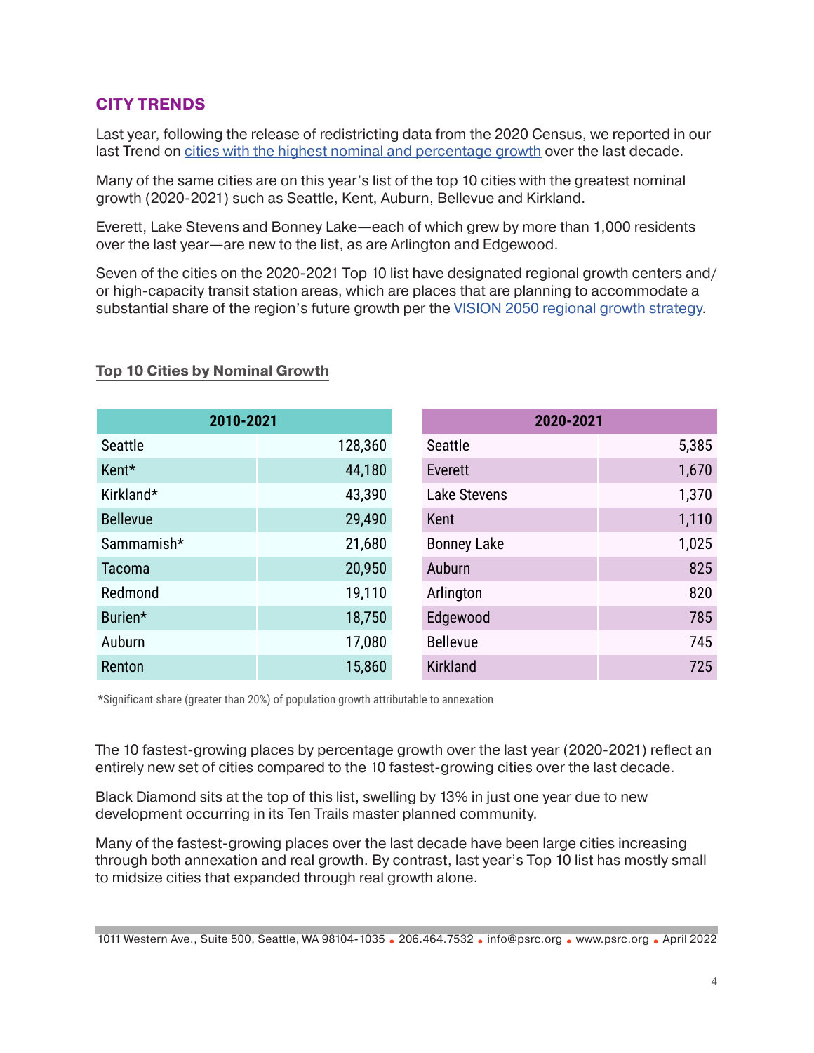## CITY TRENDS

Last year, following the release of redistricting data from the 2020 Census, we reported in our last Trend on cities with the highest nominal and percentage growth over the last decade.

Many of the same cities are on this year's list of the top 10 cities with the greatest nominal growth (2020-2021) such as Seattle, Kent, Auburn, Bellevue and Kirkland.

Everett, Lake Stevens and Bonney Lake—each of which grew by more than 1,000 residents over the last year—are new to the list, as are Arlington and Edgewood.

Seven of the cities on the 2020-2021 Top 10 list have designated regional growth centers and/or high-capacity transit station areas, which are places that are planning to accommodate a substantial share of the region's future growth per the VISION 2050 regional growth strategy.

### Top 10 Cities by Nominal Growth

| 2010-2021 | |
|---|---|
| Seattle | 128,360 |
| Kent* | 44,180 |
| Kirkland* | 43,390 |
| Bellevue | 29,490 |
| Sammamish* | 21,680 |
| Tacoma | 20,950 |
| Redmond | 19,110 |
| Burien* | 18,750 |
| Auburn | 17,080 |
| Renton | 15,860 |

| 2020-2021 | |
|---|---|
| Seattle | 5,385 |
| Everett | 1,670 |
| Lake Stevens | 1,370 |
| Kent | 1,110 |
| Bonney Lake | 1,025 |
| Auburn | 825 |
| Arlington | 820 |
| Edgewood | 785 |
| Bellevue | 745 |
| Kirkland | 725 |

*Significant share (greater than 20%) of population growth attributable to annexation

The 10 fastest-growing places by percentage growth over the last year (2020-2021) reflect an entirely new set of cities compared to the 10 fastest-growing cities over the last decade.

Black Diamond sits at the top of this list, swelling by 13% in just one year due to new development occurring in its Ten Trails master planned community.

Many of the fastest-growing places over the last decade have been large cities increasing through both annexation and real growth. By contrast, last year's Top 10 list has mostly small to midsize cities that expanded through real growth alone.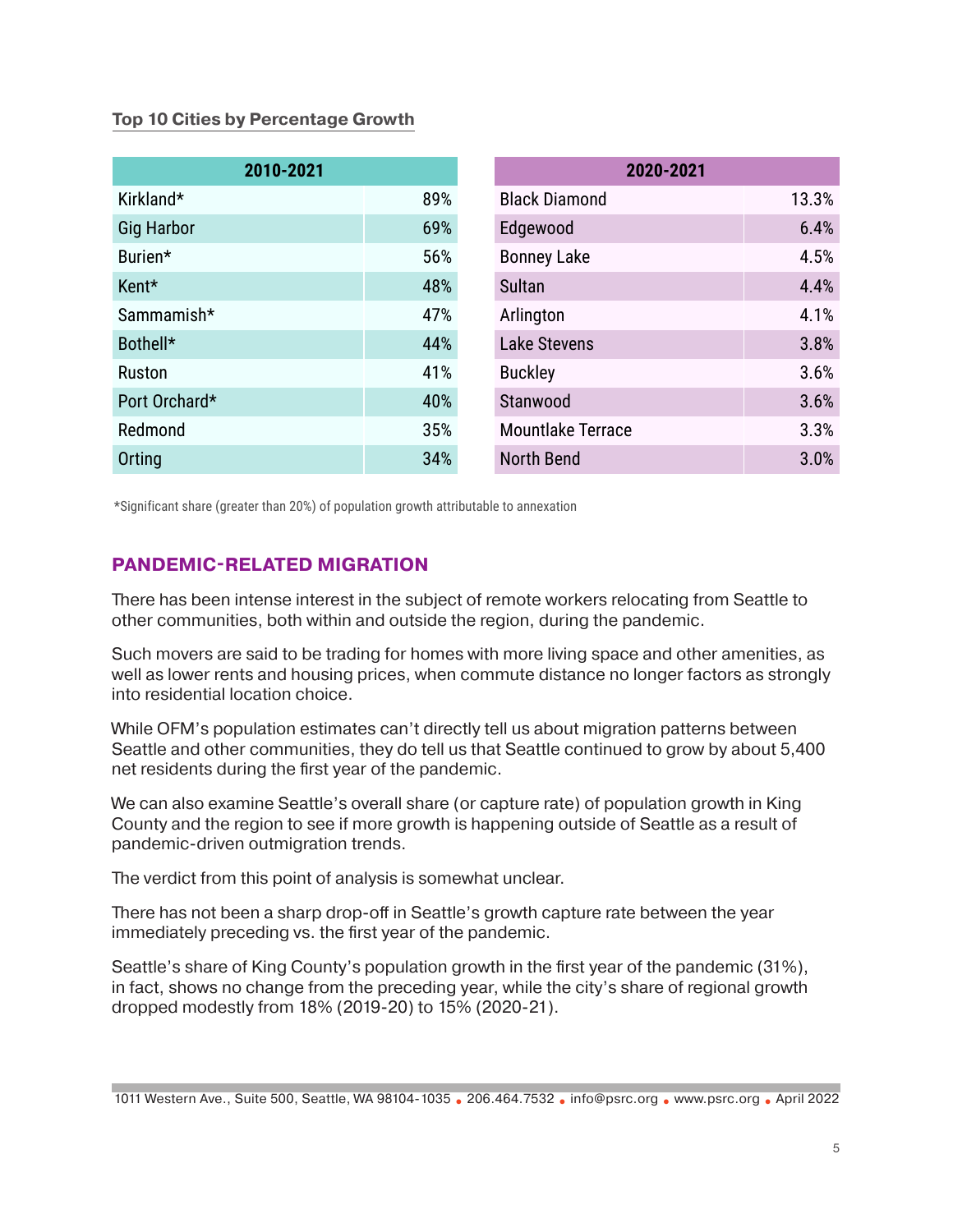### Top 10 Cities by Percentage Growth

| 2010-2021 | |
|---|---|
| Kirkland* | 89% |
| Gig Harbor | 69% |
| Burien* | 56% |
| Kent* | 48% |
| Sammamish* | 47% |
| Bothell* | 44% |
| Ruston | 41% |
| Port Orchard* | 40% |
| Redmond | 35% |
| Orting | 34% |

| 2020-2021 | |
|---|---|
| Black Diamond | 13.3% |
| Edgewood | 6.4% |
| Bonney Lake | 4.5% |
| Sultan | 4.4% |
| Arlington | 4.1% |
| Lake Stevens | 3.8% |
| Buckley | 3.6% |
| Stanwood | 3.6% |
| Mountlake Terrace | 3.3% |
| North Bend | 3.0% |

*Significant share (greater than 20%) of population growth attributable to annexation

## PANDEMIC-RELATED MIGRATION

There has been intense interest in the subject of remote workers relocating from Seattle to other communities, both within and outside the region, during the pandemic.

Such movers are said to be trading for homes with more living space and other amenities, as well as lower rents and housing prices, when commute distance no longer factors as strongly into residential location choice.

While OFM's population estimates can't directly tell us about migration patterns between Seattle and other communities, they do tell us that Seattle continued to grow by about 5,400 net residents during the first year of the pandemic.

We can also examine Seattle's overall share (or capture rate) of population growth in King County and the region to see if more growth is happening outside of Seattle as a result of pandemic-driven outmigration trends.

The verdict from this point of analysis is somewhat unclear.

There has not been a sharp drop-off in Seattle's growth capture rate between the year immediately preceding vs. the first year of the pandemic.

Seattle's share of King County's population growth in the first year of the pandemic (31%), in fact, shows no change from the preceding year, while the city's share of regional growth dropped modestly from 18% (2019-20) to 15% (2020-21).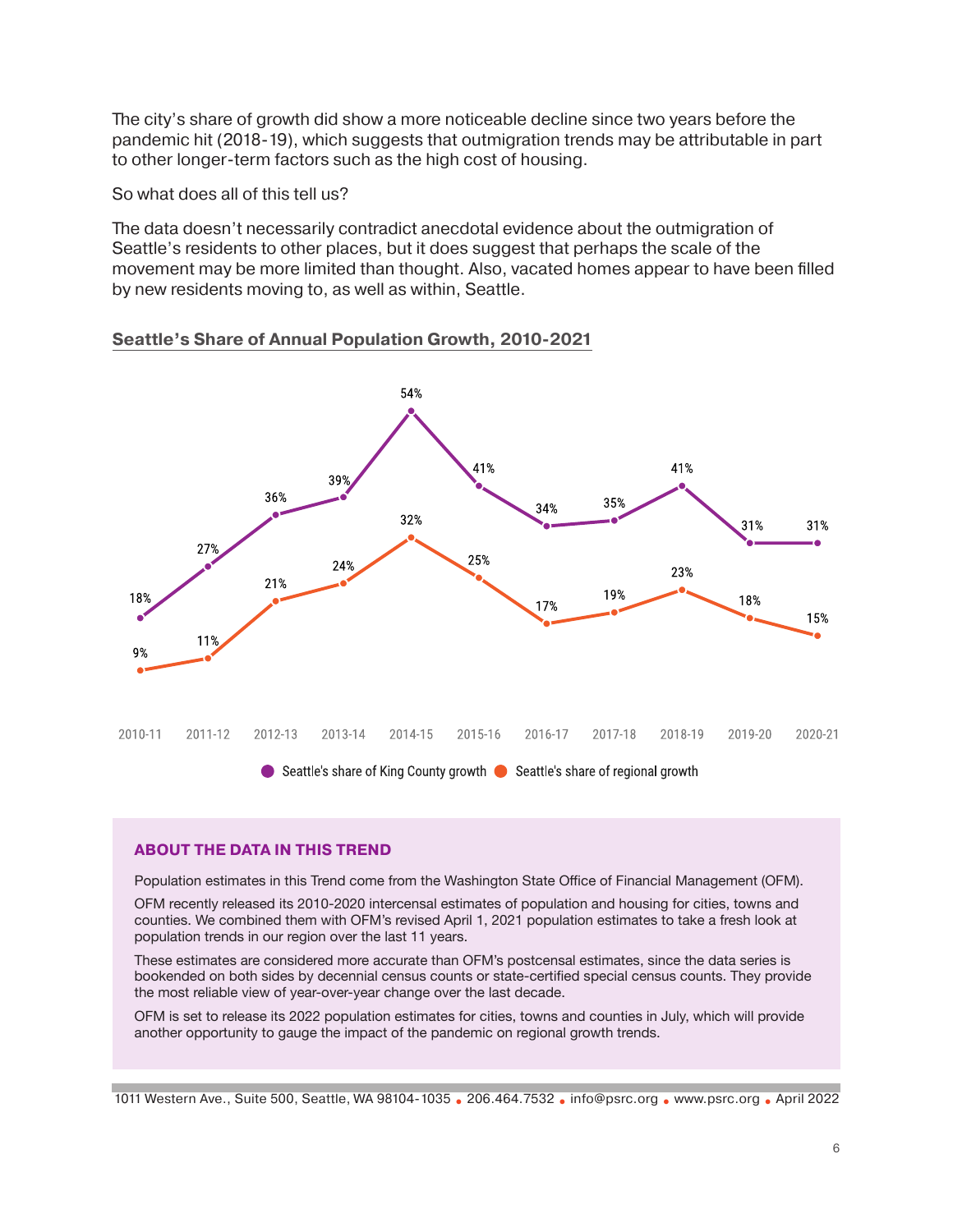The city's share of growth did show a more noticeable decline since two years before the pandemic hit (2018-19), which suggests that outmigration trends may be attributable in part to other longer-term factors such as the high cost of housing.

So what does all of this tell us?

The data doesn't necessarily contradict anecdotal evidence about the outmigration of Seattle's residents to other places, but it does suggest that perhaps the scale of the movement may be more limited than thought. Also, vacated homes appear to have been filled by new residents moving to, as well as within, Seattle.

### Seattle's Share of Annual Population Growth, 2010-2021

| Year | Seattle's share of King County growth | Seattle's share of regional growth |
|---|---|---|
| 2010-11 | 18% | 9% |
| 2011-12 | 27% | 11% |
| 2012-13 | 36% | 21% |
| 2013-14 | 39% | 24% |
| 2014-15 | 54% | 32% |
| 2015-16 | 41% | 25% |
| 2016-17 | 34% | 17% |
| 2017-18 | 35% | 19% |
| 2018-19 | 41% | 23% |
| 2019-20 | 31% | 18% |
| 2020-21 | 31% | 15% |

### ABOUT THE DATA IN THIS TREND

Population estimates in this Trend come from the Washington State Office of Financial Management (OFM).

OFM recently released its 2010-2020 intercensal estimates of population and housing for cities, towns and counties. We combined them with OFM's revised April 1, 2021 population estimates to take a fresh look at population trends in our region over the last 11 years.

These estimates are considered more accurate than OFM's postcensal estimates, since the data series is bookended on both sides by decennial census counts or state-certified special census counts. They provide the most reliable view of year-over-year change over the last decade.

OFM is set to release its 2022 population estimates for cities, towns and counties in July, which will provide another opportunity to gauge the impact of the pandemic on regional growth trends.

1011 Western Ave., Suite 500, Seattle, WA 98104-1035 • 206.464.7532 • info@psrc.org • www.psrc.org • April 2022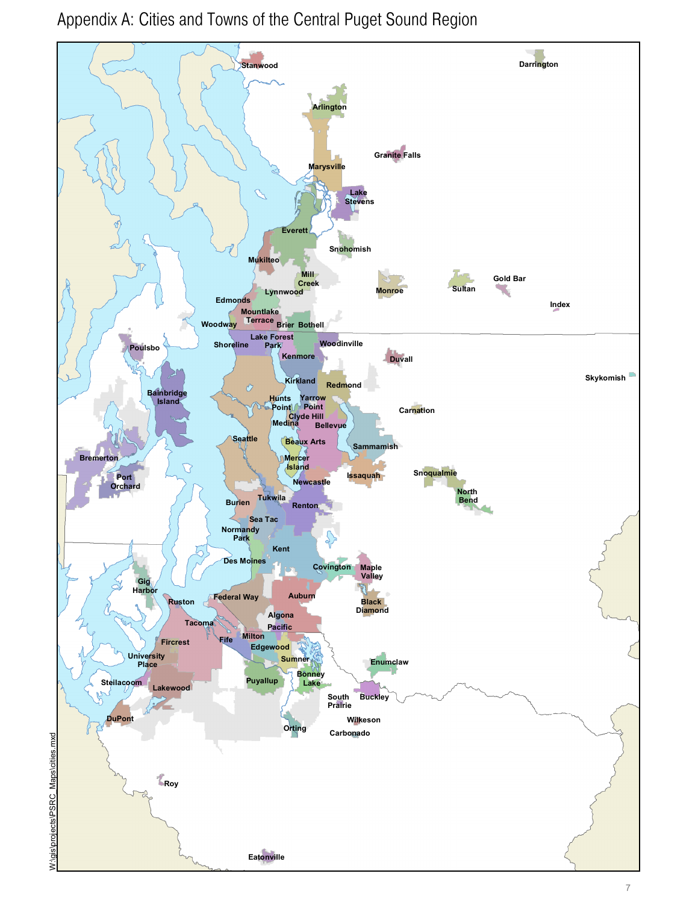# Appendix A: Cities and Towns of the Central Puget Sound Region

Stanwood
Darrington
Arlington
Marysville
Granite Falls
Lake Stevens
Everett
Snohomish
Mukilteo
Mill Creek
Monroe
Sultan
Gold Bar
Index
Lynnwood
Edmonds
Mountlake Terrace
Woodway
Brier
Bothell
Shoreline
Lake Forest Park
Woodinville
Kenmore
Duvall
Poulsbo
Skykomish
Kirkland
Redmond
Bainbridge Island
Hunts Point
Yarrow Point
Carnation
Clyde Hill
Medina
Bellevue
Seattle
Beaux Arts
Sammamish
Bremerton
Mercer Island
Snoqualmie
Port Orchard
Issaquah
Newcastle
North Bend
Tukwila
Burien
Renton
Sea Tac
Normandy Park
Kent
Des Moines
Covington
Maple Valley
Gig Harbor
Ruston
Federal Way
Auburn
Black Diamond
Tacoma
Algona
Pacific
Fircrest
Fife
Milton
Edgewood
University Place
Sumner
Enumclaw
Steilacoom
Puyallup
Bonney Lake
Lakewood
South Prairie
Buckley
DuPont
Wilkeson
Orting
Carbonado
Roy
Eatonville

W:\gis\projects\PSRC_Maps\cities.mxd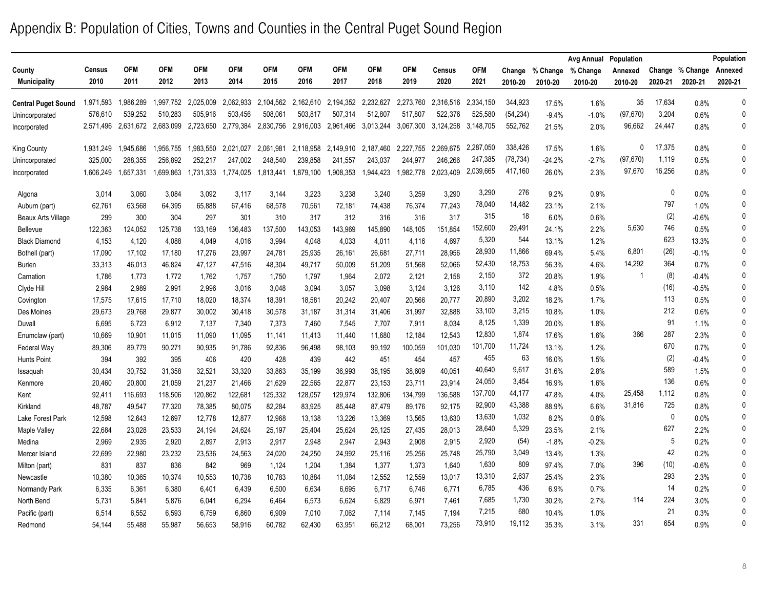# Appendix B: Population of Cities, Towns and Counties in the Central Puget Sound Region

| County<br>Municipality | Census<br>2010 | OFM<br>2011 | OFM<br>2012 | OFM<br>2013 | OFM<br>2014 | OFM<br>2015 | OFM<br>2016 | OFM<br>2017 | OFM<br>2018 | OFM<br>2019 | Census<br>2020 | OFM<br>2021 | Change<br>2010-20 | % Change<br>2010-20 | Avg Annual<br>% Change<br>2010-20 | Population<br>Annexed<br>2010-20 | Change<br>2020-21 | % Change<br>2020-21 | Population<br>Annexed<br>2020-21 |
|---|---|---|---|---|---|---|---|---|---|---|---|---|---|---|---|---|---|---|---|
| **Central Puget Sound** | 1,971,593 | 1,986,289 | 1,997,752 | 2,025,009 | 2,062,933 | 2,104,562 | 2,162,610 | 2,194,352 | 2,232,627 | 2,273,760 | 2,316,516 | 2,334,150 | 344,923 | 17.5% | 1.6% | 35 | 17,634 | 0.8% | 0 |
| Unincorporated | 576,610 | 539,252 | 510,283 | 505,916 | 503,456 | 508,061 | 503,817 | 507,314 | 512,807 | 517,807 | 522,376 | 525,580 | (54,234) | -9.4% | -1.0% | (97,670) | 3,204 | 0.6% | 0 |
| Incorporated | 2,571,496 | 2,631,672 | 2,683,099 | 2,723,650 | 2,779,384 | 2,830,756 | 2,916,003 | 2,961,466 | 3,013,244 | 3,067,300 | 3,124,258 | 3,148,705 | 552,762 | 21.5% | 2.0% | 96,662 | 24,447 | 0.8% | 0 |
| King County | 1,931,249 | 1,945,686 | 1,956,755 | 1,983,550 | 2,021,027 | 2,061,981 | 2,118,958 | 2,149,910 | 2,187,460 | 2,227,755 | 2,269,675 | 2,287,050 | 338,426 | 17.5% | 1.6% | 0 | 17,375 | 0.8% | 0 |
| Unincorporated | 325,000 | 288,355 | 256,892 | 252,217 | 247,002 | 248,540 | 239,858 | 241,557 | 243,037 | 244,977 | 246,266 | 247,385 | (78,734) | -24.2% | -2.7% | (97,670) | 1,119 | 0.5% | 0 |
| Incorporated | 1,606,249 | 1,657,331 | 1,699,863 | 1,731,333 | 1,774,025 | 1,813,441 | 1,879,100 | 1,908,353 | 1,944,423 | 1,982,778 | 2,023,409 | 2,039,665 | 417,160 | 26.0% | 2.3% | 97,670 | 16,256 | 0.8% | 0 |
| Algona | 3,014 | 3,060 | 3,084 | 3,092 | 3,117 | 3,144 | 3,223 | 3,238 | 3,240 | 3,259 | 3,290 | 3,290 | 276 | 9.2% | 0.9% | | 0 | 0.0% | 0 |
| Auburn (part) | 62,761 | 63,568 | 64,395 | 65,888 | 67,416 | 68,578 | 70,561 | 72,181 | 74,438 | 76,374 | 77,243 | 78,040 | 14,482 | 23.1% | 2.1% | | 797 | 1.0% | 0 |
| Beaux Arts Village | 299 | 300 | 304 | 297 | 301 | 310 | 317 | 312 | 316 | 316 | 317 | 315 | 18 | 6.0% | 0.6% | | (2) | -0.6% | 0 |
| Bellevue | 122,363 | 124,052 | 125,738 | 133,169 | 136,483 | 137,500 | 143,053 | 143,969 | 145,890 | 148,105 | 151,854 | 152,600 | 29,491 | 24.1% | 2.2% | 5,630 | 746 | 0.5% | 0 |
| Black Diamond | 4,153 | 4,120 | 4,088 | 4,049 | 4,016 | 3,994 | 4,048 | 4,033 | 4,011 | 4,116 | 4,697 | 5,320 | 544 | 13.1% | 1.2% | | 623 | 13.3% | 0 |
| Bothell (part) | 17,090 | 17,102 | 17,180 | 17,276 | 23,997 | 24,781 | 25,935 | 26,161 | 26,681 | 27,711 | 28,956 | 28,930 | 11,866 | 69.4% | 5.4% | 6,801 | (26) | -0.1% | 0 |
| Burien | 33,313 | 46,013 | 46,824 | 47,127 | 47,516 | 48,304 | 49,717 | 50,009 | 51,209 | 51,568 | 52,066 | 52,430 | 18,753 | 56.3% | 4.6% | 14,292 | 364 | 0.7% | 0 |
| Carnation | 1,786 | 1,773 | 1,772 | 1,762 | 1,757 | 1,750 | 1,797 | 1,964 | 2,072 | 2,121 | 2,158 | 2,150 | 372 | 20.8% | 1.9% | 1 | (8) | -0.4% | 0 |
| Clyde Hill | 2,984 | 2,989 | 2,991 | 2,996 | 3,016 | 3,048 | 3,094 | 3,057 | 3,098 | 3,124 | 3,126 | 3,110 | 142 | 4.8% | 0.5% | | (16) | -0.5% | 0 |
| Covington | 17,575 | 17,615 | 17,710 | 18,020 | 18,374 | 18,391 | 18,581 | 20,242 | 20,407 | 20,566 | 20,777 | 20,890 | 3,202 | 18.2% | 1.7% | | 113 | 0.5% | 0 |
| Des Moines | 29,673 | 29,768 | 29,877 | 30,002 | 30,418 | 30,578 | 31,187 | 31,314 | 31,406 | 31,997 | 32,888 | 33,100 | 3,215 | 10.8% | 1.0% | | 212 | 0.6% | 0 |
| Duvall | 6,695 | 6,723 | 6,912 | 7,137 | 7,340 | 7,373 | 7,460 | 7,545 | 7,707 | 7,911 | 8,034 | 8,125 | 1,339 | 20.0% | 1.8% | | 91 | 1.1% | 0 |
| Enumclaw (part) | 10,669 | 10,901 | 11,015 | 11,090 | 11,095 | 11,141 | 11,413 | 11,440 | 11,680 | 12,184 | 12,543 | 12,830 | 1,874 | 17.6% | 1.6% | 366 | 287 | 2.3% | 0 |
| Federal Way | 89,306 | 89,779 | 90,271 | 90,935 | 91,786 | 92,836 | 96,498 | 98,103 | 99,192 | 100,059 | 101,030 | 101,700 | 11,724 | 13.1% | 1.2% | | 670 | 0.7% | 0 |
| Hunts Point | 394 | 392 | 395 | 406 | 420 | 428 | 439 | 442 | 451 | 454 | 457 | 455 | 63 | 16.0% | 1.5% | | (2) | -0.4% | 0 |
| Issaquah | 30,434 | 30,752 | 31,358 | 32,521 | 33,320 | 33,863 | 35,199 | 36,993 | 38,195 | 38,609 | 40,051 | 40,640 | 9,617 | 31.6% | 2.8% | | 589 | 1.5% | 0 |
| Kenmore | 20,460 | 20,800 | 21,059 | 21,237 | 21,466 | 21,629 | 22,565 | 22,877 | 23,153 | 23,711 | 23,914 | 24,050 | 3,454 | 16.9% | 1.6% | | 136 | 0.6% | 0 |
| Kent | 92,411 | 116,693 | 118,506 | 120,862 | 122,681 | 125,332 | 128,057 | 129,974 | 132,806 | 134,799 | 136,588 | 137,700 | 44,177 | 47.8% | 4.0% | 25,458 | 1,112 | 0.8% | 0 |
| Kirkland | 48,787 | 49,547 | 77,320 | 78,385 | 80,075 | 82,284 | 83,925 | 85,448 | 87,479 | 89,176 | 92,175 | 92,900 | 43,388 | 88.9% | 6.6% | 31,816 | 725 | 0.8% | 0 |
| Lake Forest Park | 12,598 | 12,643 | 12,697 | 12,778 | 12,877 | 12,968 | 13,138 | 13,226 | 13,369 | 13,565 | 13,630 | 13,630 | 1,032 | 8.2% | 0.8% | | 0 | 0.0% | 0 |
| Maple Valley | 22,684 | 23,028 | 23,533 | 24,194 | 24,624 | 25,197 | 25,404 | 25,624 | 26,125 | 27,435 | 28,013 | 28,640 | 5,329 | 23.5% | 2.1% | | 627 | 2.2% | 0 |
| Medina | 2,969 | 2,935 | 2,920 | 2,897 | 2,913 | 2,917 | 2,948 | 2,947 | 2,943 | 2,908 | 2,915 | 2,920 | (54) | -1.8% | -0.2% | | 5 | 0.2% | 0 |
| Mercer Island | 22,699 | 22,980 | 23,232 | 23,536 | 24,563 | 24,020 | 24,250 | 24,992 | 25,116 | 25,256 | 25,748 | 25,790 | 3,049 | 13.4% | 1.3% | | 42 | 0.2% | 0 |
| Milton (part) | 831 | 837 | 836 | 842 | 969 | 1,124 | 1,204 | 1,384 | 1,377 | 1,373 | 1,640 | 1,630 | 809 | 97.4% | 7.0% | 396 | (10) | -0.6% | 0 |
| Newcastle | 10,380 | 10,365 | 10,374 | 10,553 | 10,738 | 10,783 | 10,884 | 11,084 | 12,552 | 12,559 | 13,017 | 13,310 | 2,637 | 25.4% | 2.3% | | 293 | 2.3% | 0 |
| Normandy Park | 6,335 | 6,361 | 6,380 | 6,401 | 6,439 | 6,500 | 6,634 | 6,695 | 6,717 | 6,746 | 6,771 | 6,785 | 436 | 6.9% | 0.7% | | 14 | 0.2% | 0 |
| North Bend | 5,731 | 5,841 | 5,876 | 6,041 | 6,294 | 6,464 | 6,573 | 6,624 | 6,829 | 6,971 | 7,461 | 7,685 | 1,730 | 30.2% | 2.7% | 114 | 224 | 3.0% | 0 |
| Pacific (part) | 6,514 | 6,552 | 6,593 | 6,759 | 6,860 | 6,909 | 7,010 | 7,062 | 7,114 | 7,145 | 7,194 | 7,215 | 680 | 10.4% | 1.0% | | 21 | 0.3% | 0 |
| Redmond | 54,144 | 55,488 | 55,987 | 56,653 | 58,916 | 60,782 | 62,430 | 63,951 | 66,212 | 68,001 | 73,256 | 73,910 | 19,112 | 35.3% | 3.1% | 331 | 654 | 0.9% | 0 |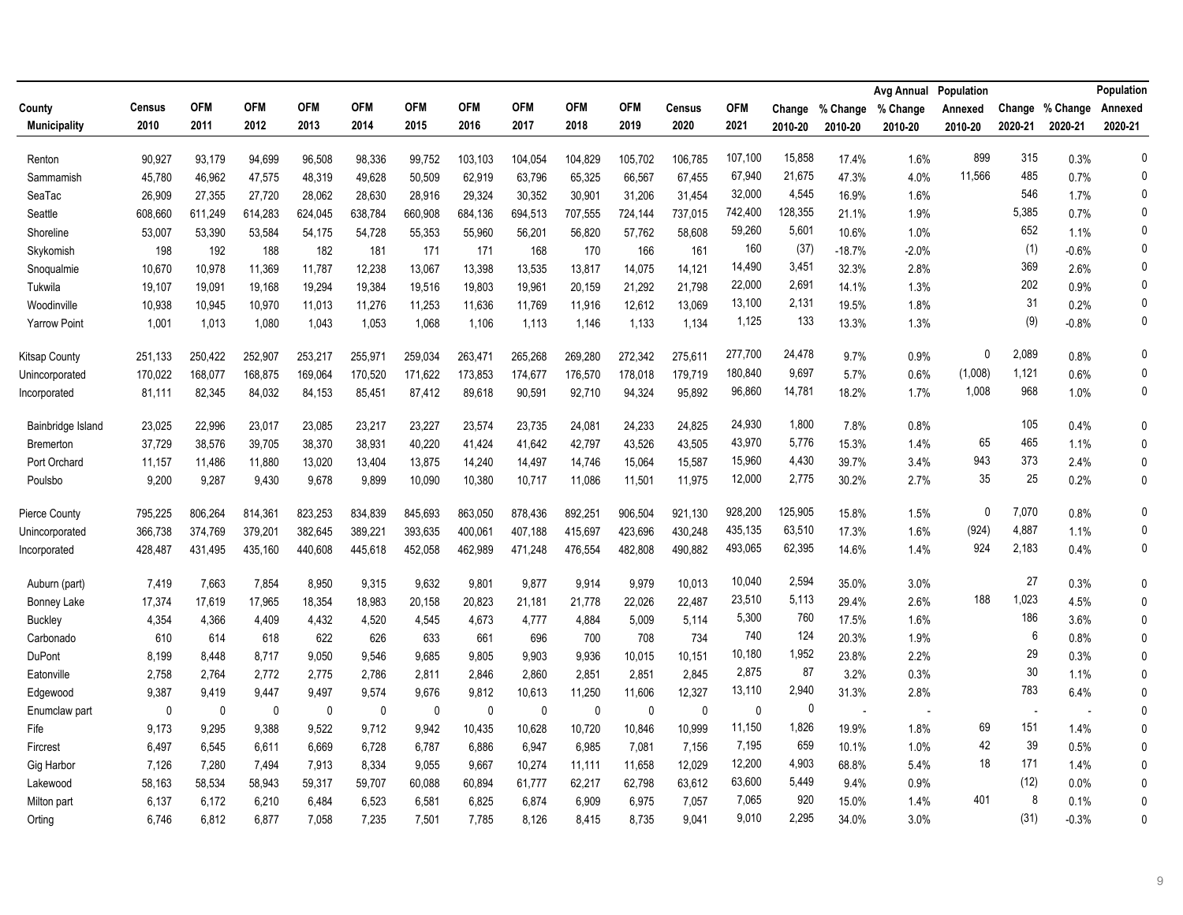| County Municipality | Census 2010 | OFM 2011 | OFM 2012 | OFM 2013 | OFM 2014 | OFM 2015 | OFM 2016 | OFM 2017 | OFM 2018 | OFM 2019 | Census 2020 | OFM 2021 | Change 2010-20 | % Change 2010-20 | Avg Annual % Change 2010-20 | Population Annexed 2010-20 | Change 2020-21 | % Change 2020-21 | Population Annexed 2020-21 |
|---|---|---|---|---|---|---|---|---|---|---|---|---|---|---|---|---|---|---|---|
| Renton | 90,927 | 93,179 | 94,699 | 96,508 | 98,336 | 99,752 | 103,103 | 104,054 | 104,829 | 105,702 | 106,785 | 107,100 | 15,858 | 17.4% | 1.6% | 899 | 315 | 0.3% | 0 |
| Sammamish | 45,780 | 46,962 | 47,575 | 48,319 | 49,628 | 50,509 | 62,919 | 63,796 | 65,325 | 66,567 | 67,455 | 67,940 | 21,675 | 47.3% | 4.0% | 11,566 | 485 | 0.7% | 0 |
| SeaTac | 26,909 | 27,355 | 27,720 | 28,062 | 28,630 | 28,916 | 29,324 | 30,352 | 30,901 | 31,206 | 31,454 | 32,000 | 4,545 | 16.9% | 1.6% | | 546 | 1.7% | 0 |
| Seattle | 608,660 | 611,249 | 614,283 | 624,045 | 638,784 | 660,908 | 684,136 | 694,513 | 707,555 | 724,144 | 737,015 | 742,400 | 128,355 | 21.1% | 1.9% | | 5,385 | 0.7% | 0 |
| Shoreline | 53,007 | 53,390 | 53,584 | 54,175 | 54,728 | 55,353 | 55,960 | 56,201 | 56,820 | 57,762 | 58,608 | 59,260 | 5,601 | 10.6% | 1.0% | | 652 | 1.1% | 0 |
| Skykomish | 198 | 192 | 188 | 182 | 181 | 171 | 171 | 168 | 170 | 166 | 161 | 160 | (37) | -18.7% | -2.0% | | (1) | -0.6% | 0 |
| Snoqualmie | 10,670 | 10,978 | 11,369 | 11,787 | 12,238 | 13,067 | 13,398 | 13,535 | 13,817 | 14,075 | 14,121 | 14,490 | 3,451 | 32.3% | 2.8% | | 369 | 2.6% | 0 |
| Tukwila | 19,107 | 19,091 | 19,168 | 19,294 | 19,384 | 19,516 | 19,803 | 19,961 | 20,159 | 21,292 | 21,798 | 22,000 | 2,691 | 14.1% | 1.3% | | 202 | 0.9% | 0 |
| Woodinville | 10,938 | 10,945 | 10,970 | 11,013 | 11,276 | 11,253 | 11,636 | 11,769 | 11,916 | 12,612 | 13,069 | 13,100 | 2,131 | 19.5% | 1.8% | | 31 | 0.2% | 0 |
| Yarrow Point | 1,001 | 1,013 | 1,080 | 1,043 | 1,053 | 1,068 | 1,106 | 1,113 | 1,146 | 1,133 | 1,134 | 1,125 | 133 | 13.3% | 1.3% | | (9) | -0.8% | 0 |
| Kitsap County | 251,133 | 250,422 | 252,907 | 253,217 | 255,971 | 259,034 | 263,471 | 265,268 | 269,280 | 272,342 | 275,611 | 277,700 | 24,478 | 9.7% | 0.9% | 0 | 2,089 | 0.8% | 0 |
| Unincorporated | 170,022 | 168,077 | 168,875 | 169,064 | 170,520 | 171,622 | 173,853 | 174,677 | 176,570 | 178,018 | 179,719 | 180,840 | 9,697 | 5.7% | 0.6% | (1,008) | 1,121 | 0.6% | 0 |
| Incorporated | 81,111 | 82,345 | 84,032 | 84,153 | 85,451 | 87,412 | 89,618 | 90,591 | 92,710 | 94,324 | 95,892 | 96,860 | 14,781 | 18.2% | 1.7% | 1,008 | 968 | 1.0% | 0 |
| Bainbridge Island | 23,025 | 22,996 | 23,017 | 23,085 | 23,217 | 23,227 | 23,574 | 23,735 | 24,081 | 24,233 | 24,825 | 24,930 | 1,800 | 7.8% | 0.8% | | 105 | 0.4% | 0 |
| Bremerton | 37,729 | 38,576 | 39,705 | 38,370 | 38,931 | 40,220 | 41,424 | 41,642 | 42,797 | 43,526 | 43,505 | 43,970 | 5,776 | 15.3% | 1.4% | 65 | 465 | 1.1% | 0 |
| Port Orchard | 11,157 | 11,486 | 11,880 | 13,020 | 13,404 | 13,875 | 14,240 | 14,497 | 14,746 | 15,064 | 15,587 | 15,960 | 4,430 | 39.7% | 3.4% | 943 | 373 | 2.4% | 0 |
| Poulsbo | 9,200 | 9,287 | 9,430 | 9,678 | 9,899 | 10,090 | 10,380 | 10,717 | 11,086 | 11,501 | 11,975 | 12,000 | 2,775 | 30.2% | 2.7% | 35 | 25 | 0.2% | 0 |
| Pierce County | 795,225 | 806,264 | 814,361 | 823,253 | 834,839 | 845,693 | 863,050 | 878,436 | 892,251 | 906,504 | 921,130 | 928,200 | 125,905 | 15.8% | 1.5% | 0 | 7,070 | 0.8% | 0 |
| Unincorporated | 366,738 | 374,769 | 379,201 | 382,645 | 389,221 | 393,635 | 400,061 | 407,188 | 415,697 | 423,696 | 430,248 | 435,135 | 63,510 | 17.3% | 1.6% | (924) | 4,887 | 1.1% | 0 |
| Incorporated | 428,487 | 431,495 | 435,160 | 440,608 | 445,618 | 452,058 | 462,989 | 471,248 | 476,554 | 482,808 | 490,882 | 493,065 | 62,395 | 14.6% | 1.4% | 924 | 2,183 | 0.4% | 0 |
| Auburn (part) | 7,419 | 7,663 | 7,854 | 8,950 | 9,315 | 9,632 | 9,801 | 9,877 | 9,914 | 9,979 | 10,013 | 10,040 | 2,594 | 35.0% | 3.0% | | 27 | 0.3% | 0 |
| Bonney Lake | 17,374 | 17,619 | 17,965 | 18,354 | 18,983 | 20,158 | 20,823 | 21,181 | 21,778 | 22,026 | 22,487 | 23,510 | 5,113 | 29.4% | 2.6% | 188 | 1,023 | 4.5% | 0 |
| Buckley | 4,354 | 4,366 | 4,409 | 4,432 | 4,520 | 4,545 | 4,673 | 4,777 | 4,884 | 5,009 | 5,114 | 5,300 | 760 | 17.5% | 1.6% | | 186 | 3.6% | 0 |
| Carbonado | 610 | 614 | 618 | 622 | 626 | 633 | 661 | 696 | 700 | 708 | 734 | 740 | 124 | 20.3% | 1.9% | | 6 | 0.8% | 0 |
| DuPont | 8,199 | 8,448 | 8,717 | 9,050 | 9,546 | 9,685 | 9,805 | 9,903 | 9,936 | 10,015 | 10,151 | 10,180 | 1,952 | 23.8% | 2.2% | | 29 | 0.3% | 0 |
| Eatonville | 2,758 | 2,764 | 2,772 | 2,775 | 2,786 | 2,811 | 2,846 | 2,860 | 2,851 | 2,851 | 2,845 | 2,875 | 87 | 3.2% | 0.3% | | 30 | 1.1% | 0 |
| Edgewood | 9,387 | 9,419 | 9,447 | 9,497 | 9,574 | 9,676 | 9,812 | 10,613 | 11,250 | 11,606 | 12,327 | 13,110 | 2,940 | 31.3% | 2.8% | | 783 | 6.4% | 0 |
| Enumclaw part | 0 | 0 | 0 | 0 | 0 | 0 | 0 | 0 | 0 | 0 | 0 | 0 | 0 | - | - | | - | - | 0 |
| Fife | 9,173 | 9,295 | 9,388 | 9,522 | 9,712 | 9,942 | 10,435 | 10,628 | 10,720 | 10,846 | 10,999 | 11,150 | 1,826 | 19.9% | 1.8% | 69 | 151 | 1.4% | 0 |
| Fircrest | 6,497 | 6,545 | 6,611 | 6,669 | 6,728 | 6,787 | 6,886 | 6,947 | 6,985 | 7,081 | 7,156 | 7,195 | 659 | 10.1% | 1.0% | 42 | 39 | 0.5% | 0 |
| Gig Harbor | 7,126 | 7,280 | 7,494 | 7,913 | 8,334 | 9,055 | 9,667 | 10,274 | 11,111 | 11,658 | 12,029 | 12,200 | 4,903 | 68.8% | 5.4% | 18 | 171 | 1.4% | 0 |
| Lakewood | 58,163 | 58,534 | 58,943 | 59,317 | 59,707 | 60,088 | 60,894 | 61,777 | 62,217 | 62,798 | 63,612 | 63,600 | 5,449 | 9.4% | 0.9% | | (12) | 0.0% | 0 |
| Milton part | 6,137 | 6,172 | 6,210 | 6,484 | 6,523 | 6,581 | 6,825 | 6,874 | 6,909 | 6,975 | 7,057 | 7,065 | 920 | 15.0% | 1.4% | 401 | 8 | 0.1% | 0 |
| Orting | 6,746 | 6,812 | 6,877 | 7,058 | 7,235 | 7,501 | 7,785 | 8,126 | 8,415 | 8,735 | 9,041 | 9,010 | 2,295 | 34.0% | 3.0% | | (31) | -0.3% | 0 |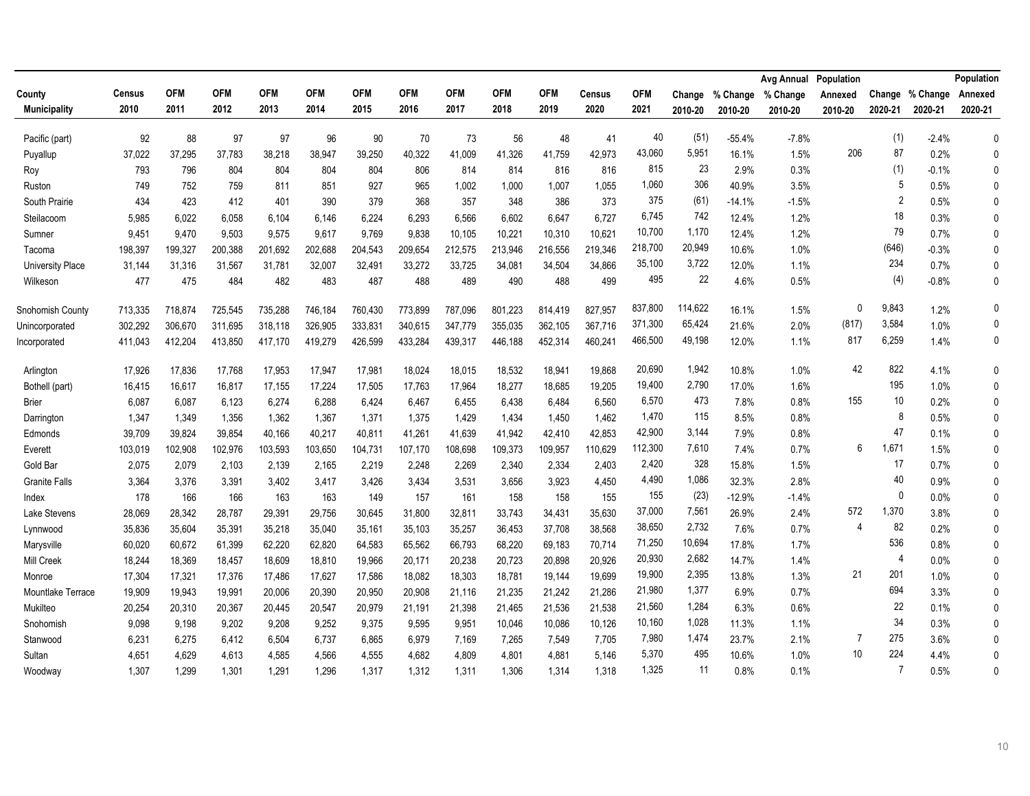| County Municipality | Census 2010 | OFM 2011 | OFM 2012 | OFM 2013 | OFM 2014 | OFM 2015 | OFM 2016 | OFM 2017 | OFM 2018 | OFM 2019 | Census 2020 | OFM 2021 | Change 2010-20 | % Change 2010-20 | Avg Annual % Change 2010-20 | Population Annexed 2010-20 | Change 2020-21 | % Change 2020-21 | Population Annexed 2020-21 |
|---|---|---|---|---|---|---|---|---|---|---|---|---|---|---|---|---|---|---|---|
| Pacific (part) | 92 | 88 | 97 | 97 | 96 | 90 | 70 | 73 | 56 | 48 | 41 | 40 | (51) | -55.4% | -7.8% | | (1) | -2.4% | 0 |
| Puyallup | 37,022 | 37,295 | 37,783 | 38,218 | 38,947 | 39,250 | 40,322 | 41,009 | 41,326 | 41,759 | 42,973 | 43,060 | 5,951 | 16.1% | 1.5% | 206 | 87 | 0.2% | 0 |
| Roy | 793 | 796 | 804 | 804 | 804 | 804 | 806 | 814 | 814 | 816 | 816 | 815 | 23 | 2.9% | 0.3% | | (1) | -0.1% | 0 |
| Ruston | 749 | 752 | 759 | 811 | 851 | 927 | 965 | 1,002 | 1,000 | 1,007 | 1,055 | 1,060 | 306 | 40.9% | 3.5% | | 5 | 0.5% | 0 |
| South Prairie | 434 | 423 | 412 | 401 | 390 | 379 | 368 | 357 | 348 | 386 | 373 | 375 | (61) | -14.1% | -1.5% | | 2 | 0.5% | 0 |
| Steilacoom | 5,985 | 6,022 | 6,058 | 6,104 | 6,146 | 6,224 | 6,293 | 6,566 | 6,602 | 6,647 | 6,727 | 6,745 | 742 | 12.4% | 1.2% | | 18 | 0.3% | 0 |
| Sumner | 9,451 | 9,470 | 9,503 | 9,575 | 9,617 | 9,769 | 9,838 | 10,105 | 10,221 | 10,310 | 10,621 | 10,700 | 1,170 | 12.4% | 1.2% | | 79 | 0.7% | 0 |
| Tacoma | 198,397 | 199,327 | 200,388 | 201,692 | 202,688 | 204,543 | 209,654 | 212,575 | 213,946 | 216,556 | 219,346 | 218,700 | 20,949 | 10.6% | 1.0% | | (646) | -0.3% | 0 |
| University Place | 31,144 | 31,316 | 31,567 | 31,781 | 32,007 | 32,491 | 33,272 | 33,725 | 34,081 | 34,504 | 34,866 | 35,100 | 3,722 | 12.0% | 1.1% | | 234 | 0.7% | 0 |
| Wilkeson | 477 | 475 | 484 | 482 | 483 | 487 | 488 | 489 | 490 | 488 | 499 | 495 | 22 | 4.6% | 0.5% | | (4) | -0.8% | 0 |
| Snohomish County | 713,335 | 718,874 | 725,545 | 735,288 | 746,184 | 760,430 | 773,899 | 787,096 | 801,223 | 814,419 | 827,957 | 837,800 | 114,622 | 16.1% | 1.5% | 0 | 9,843 | 1.2% | 0 |
| Unincorporated | 302,292 | 306,670 | 311,695 | 318,118 | 326,905 | 333,831 | 340,615 | 347,779 | 355,035 | 362,105 | 367,716 | 371,300 | 65,424 | 21.6% | 2.0% | (817) | 3,584 | 1.0% | 0 |
| Incorporated | 411,043 | 412,204 | 413,850 | 417,170 | 419,279 | 426,599 | 433,284 | 439,317 | 446,188 | 452,314 | 460,241 | 466,500 | 49,198 | 12.0% | 1.1% | 817 | 6,259 | 1.4% | 0 |
| Arlington | 17,926 | 17,836 | 17,768 | 17,953 | 17,947 | 17,981 | 18,024 | 18,015 | 18,532 | 18,941 | 19,868 | 20,690 | 1,942 | 10.8% | 1.0% | 42 | 822 | 4.1% | 0 |
| Bothell (part) | 16,415 | 16,617 | 16,817 | 17,155 | 17,224 | 17,505 | 17,763 | 17,964 | 18,277 | 18,685 | 19,205 | 19,400 | 2,790 | 17.0% | 1.6% | | 195 | 1.0% | 0 |
| Brier | 6,087 | 6,087 | 6,123 | 6,274 | 6,288 | 6,424 | 6,467 | 6,455 | 6,438 | 6,484 | 6,560 | 6,570 | 473 | 7.8% | 0.8% | 155 | 10 | 0.2% | 0 |
| Darrington | 1,347 | 1,349 | 1,356 | 1,362 | 1,367 | 1,371 | 1,375 | 1,429 | 1,434 | 1,450 | 1,462 | 1,470 | 115 | 8.5% | 0.8% | | 8 | 0.5% | 0 |
| Edmonds | 39,709 | 39,824 | 39,854 | 40,166 | 40,217 | 40,811 | 41,261 | 41,639 | 41,942 | 42,410 | 42,853 | 42,900 | 3,144 | 7.9% | 0.8% | | 47 | 0.1% | 0 |
| Everett | 103,019 | 102,908 | 102,976 | 103,593 | 103,650 | 104,731 | 107,170 | 108,698 | 109,373 | 109,957 | 110,629 | 112,300 | 7,610 | 7.4% | 0.7% | 6 | 1,671 | 1.5% | 0 |
| Gold Bar | 2,075 | 2,079 | 2,103 | 2,139 | 2,165 | 2,219 | 2,248 | 2,269 | 2,340 | 2,334 | 2,403 | 2,420 | 328 | 15.8% | 1.5% | | 17 | 0.7% | 0 |
| Granite Falls | 3,364 | 3,376 | 3,391 | 3,402 | 3,417 | 3,426 | 3,434 | 3,531 | 3,656 | 3,923 | 4,450 | 4,490 | 1,086 | 32.3% | 2.8% | | 40 | 0.9% | 0 |
| Index | 178 | 166 | 166 | 163 | 163 | 149 | 157 | 161 | 158 | 158 | 155 | 155 | (23) | -12.9% | -1.4% | | 0 | 0.0% | 0 |
| Lake Stevens | 28,069 | 28,342 | 28,787 | 29,391 | 29,756 | 30,645 | 31,800 | 32,811 | 33,743 | 34,431 | 35,630 | 37,000 | 7,561 | 26.9% | 2.4% | 572 | 1,370 | 3.8% | 0 |
| Lynnwood | 35,836 | 35,604 | 35,391 | 35,218 | 35,040 | 35,161 | 35,103 | 35,257 | 36,453 | 37,708 | 38,568 | 38,650 | 2,732 | 7.6% | 0.7% | 4 | 82 | 0.2% | 0 |
| Marysville | 60,020 | 60,672 | 61,399 | 62,220 | 62,820 | 64,583 | 65,562 | 66,793 | 68,220 | 69,183 | 70,714 | 71,250 | 10,694 | 17.8% | 1.7% | | 536 | 0.8% | 0 |
| Mill Creek | 18,244 | 18,369 | 18,457 | 18,609 | 18,810 | 19,966 | 20,171 | 20,238 | 20,723 | 20,898 | 20,926 | 20,930 | 2,682 | 14.7% | 1.4% | | 4 | 0.0% | 0 |
| Monroe | 17,304 | 17,321 | 17,376 | 17,486 | 17,627 | 17,586 | 18,082 | 18,303 | 18,781 | 19,144 | 19,699 | 19,900 | 2,395 | 13.8% | 1.3% | 21 | 201 | 1.0% | 0 |
| Mountlake Terrace | 19,909 | 19,943 | 19,991 | 20,006 | 20,390 | 20,950 | 20,908 | 21,116 | 21,235 | 21,242 | 21,286 | 21,980 | 1,377 | 6.9% | 0.7% | | 694 | 3.3% | 0 |
| Mukilteo | 20,254 | 20,310 | 20,367 | 20,445 | 20,547 | 20,979 | 21,191 | 21,398 | 21,465 | 21,536 | 21,538 | 21,560 | 1,284 | 6.3% | 0.6% | | 22 | 0.1% | 0 |
| Snohomish | 9,098 | 9,198 | 9,202 | 9,208 | 9,252 | 9,375 | 9,595 | 9,951 | 10,046 | 10,086 | 10,126 | 10,160 | 1,028 | 11.3% | 1.1% | | 34 | 0.3% | 0 |
| Stanwood | 6,231 | 6,275 | 6,412 | 6,504 | 6,737 | 6,865 | 6,979 | 7,169 | 7,265 | 7,549 | 7,705 | 7,980 | 1,474 | 23.7% | 2.1% | 7 | 275 | 3.6% | 0 |
| Sultan | 4,651 | 4,629 | 4,613 | 4,585 | 4,566 | 4,555 | 4,682 | 4,809 | 4,801 | 4,881 | 5,146 | 5,370 | 495 | 10.6% | 1.0% | 10 | 224 | 4.4% | 0 |
| Woodway | 1,307 | 1,299 | 1,301 | 1,291 | 1,296 | 1,317 | 1,312 | 1,311 | 1,306 | 1,314 | 1,318 | 1,325 | 11 | 0.8% | 0.1% | | 7 | 0.5% | 0 |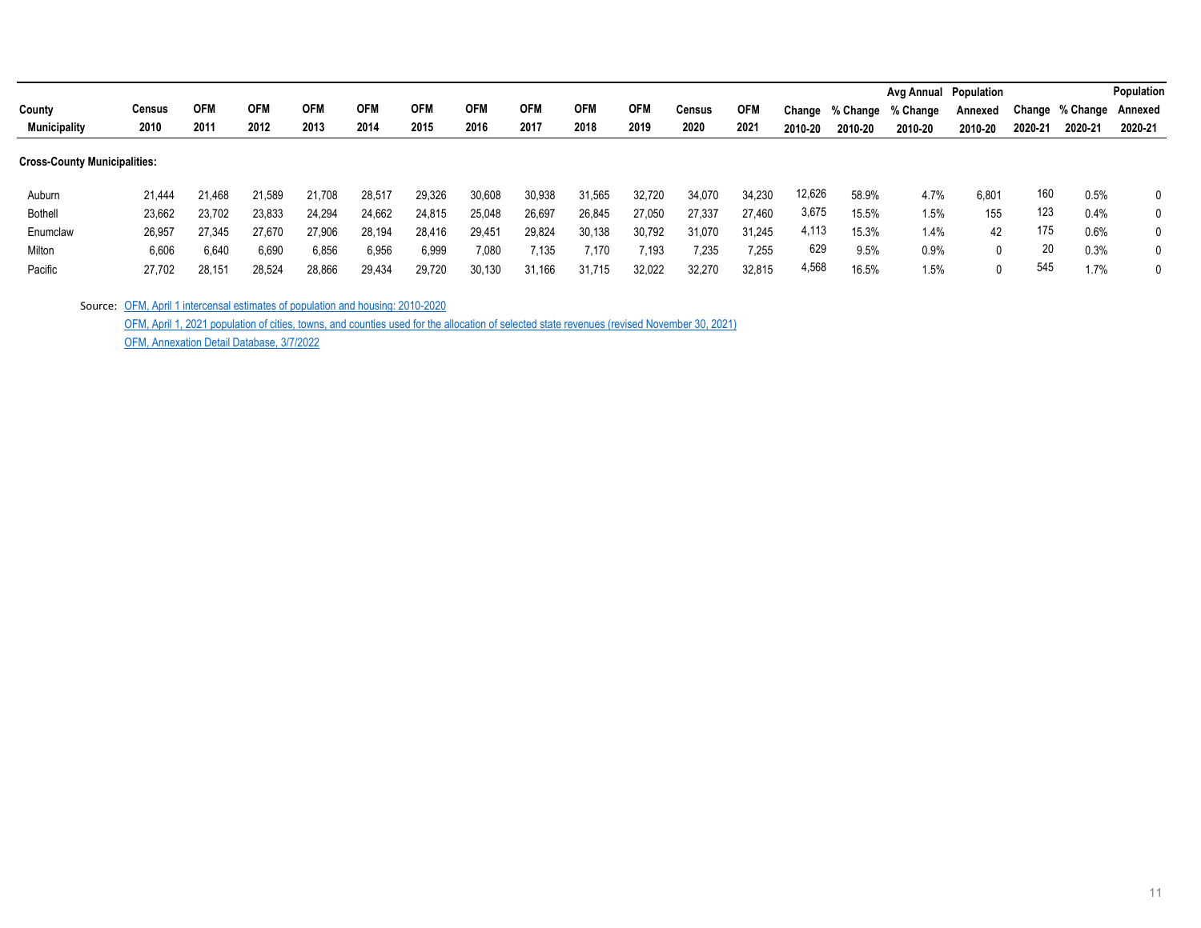| County Municipality | Census 2010 | OFM 2011 | OFM 2012 | OFM 2013 | OFM 2014 | OFM 2015 | OFM 2016 | OFM 2017 | OFM 2018 | OFM 2019 | Census 2020 | OFM 2021 | Change 2010-20 | % Change 2010-20 | Avg Annual % Change 2010-20 | Population Annexed 2010-20 | Change 2020-21 | % Change 2020-21 | Population Annexed 2020-21 |
|---|---|---|---|---|---|---|---|---|---|---|---|---|---|---|---|---|---|---|---|
| **Cross-County Municipalities:** | | | | | | | | | | | | | | | | | | | |
| Auburn | 21,444 | 21,468 | 21,589 | 21,708 | 28,517 | 29,326 | 30,608 | 30,938 | 31,565 | 32,720 | 34,070 | 34,230 | 12,626 | 58.9% | 4.7% | 6,801 | 160 | 0.5% | 0 |
| Bothell | 23,662 | 23,702 | 23,833 | 24,294 | 24,662 | 24,815 | 25,048 | 26,697 | 26,845 | 27,050 | 27,337 | 27,460 | 3,675 | 15.5% | 1.5% | 155 | 123 | 0.4% | 0 |
| Enumclaw | 26,957 | 27,345 | 27,670 | 27,906 | 28,194 | 28,416 | 29,451 | 29,824 | 30,138 | 30,792 | 31,070 | 31,245 | 4,113 | 15.3% | 1.4% | 42 | 175 | 0.6% | 0 |
| Milton | 6,606 | 6,640 | 6,690 | 6,856 | 6,956 | 6,999 | 7,080 | 7,135 | 7,170 | 7,193 | 7,235 | 7,255 | 629 | 9.5% | 0.9% | 0 | 20 | 0.3% | 0 |
| Pacific | 27,702 | 28,151 | 28,524 | 28,866 | 29,434 | 29,720 | 30,130 | 31,166 | 31,715 | 32,022 | 32,270 | 32,815 | 4,568 | 16.5% | 1.5% | 0 | 545 | 1.7% | 0 |

Source: OFM, April 1 intercensal estimates of population and housing: 2010-2020

OFM, April 1, 2021 population of cities, towns, and counties used for the allocation of selected state revenues (revised November 30, 2021)

OFM, Annexation Detail Database, 3/7/2022